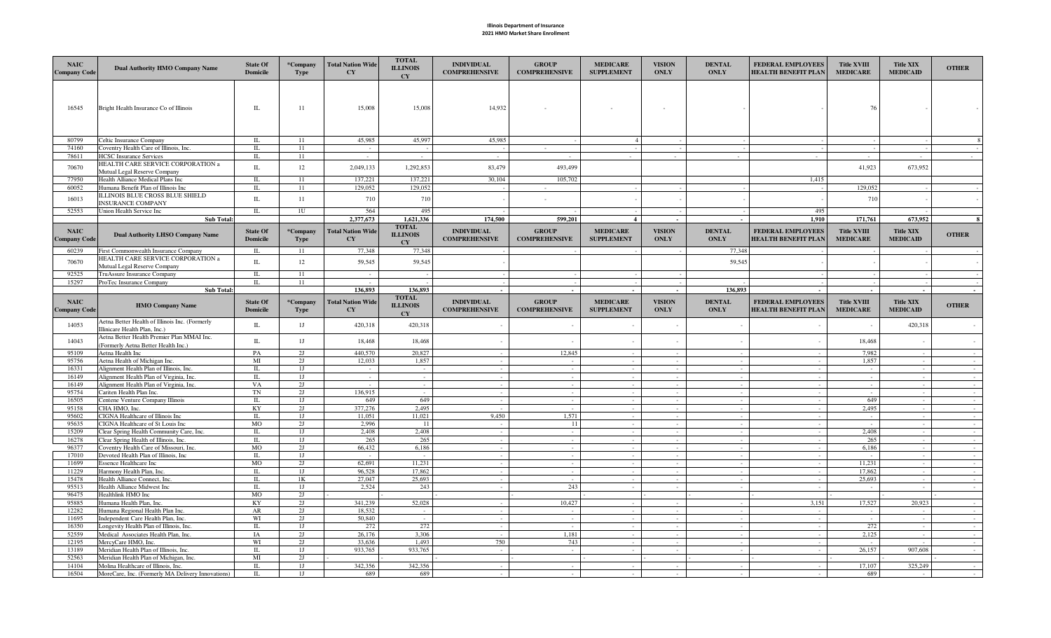# Illinois Department of Insurance

## 2021 HMO Market Share Enrollment

| NAIC Company Code | Dual Authority HMO Company Name | State Of Domicile | *Company Type | Total Nation Wide CY | TOTAL ILLINOIS CY | INDIVIDUAL COMPREHENSIVE | GROUP COMPREHENSIVE | MEDICARE SUPPLEMENT | VISION ONLY | DENTAL ONLY | FEDERAL EMPLOYEES HEALTH BENEFIT PLAN | Title XVIII MEDICARE | Title XIX MEDICAID | OTHER |
|---|---|---|---|---|---|---|---|---|---|---|---|---|---|---|
| 16545 | Bright Health Insurance Co of Illinois | IL | 11 | 15,008 | 15,008 | 14,932 | - | - | - | - | - | 76 | - | - |
| 80799 | Celtic Insurance Company | IL | 11 | 45,985 | 45,997 | 45,985 | - | 4 | - | - | - | - | - | 8 |
| 74160 | Coventry Health Care of Illinois, Inc. | IL | 11 | - | - | - | - | - | - | - | - | - | - | - |
| 78611 | HCSC Insurance Services | IL | 11 | | | - | - | - | - | - | - | - | - | - |
| 70670 | HEALTH CARE SERVICE CORPORATION a Mutual Legal Reserve Company | IL | 12 | 2,049,133 | 1,292,853 | 83,479 | 493,499 | | | | | 41,923 | 673,952 | |
| 77950 | Health Alliance Medical Plans Inc | IL | 11 | 137,221 | 137,221 | 30,104 | 105,702 | | | | 1,415 | | | |
| 60052 | Humana Benefit Plan of Illinois Inc | IL | 11 | 129,052 | 129,052 | - | - | - | - | - | - | 129,052 | - | - |
| 16013 | ILLINOIS BLUE CROSS BLUE SHIELD INSURANCE COMPANY | IL | 11 | 710 | 710 | - | - | - | - | - | - | 710 | - | - |
| 52553 | Union Health Service Inc | IL | 1U | 564 | 495 | - | - | - | - | - | 495 | - | - | |
| | Sub Total: | | | 2,377,673 | 1,621,336 | 174,500 | 599,201 | 4 | - | - | 1,910 | 171,761 | 673,952 | 8 |

| NAIC Company Code | Dual Authority LHSO Company Name | State Of Domicile | *Company Type | Total Nation Wide CY | TOTAL ILLINOIS CY | INDIVIDUAL COMPREHENSIVE | GROUP COMPREHENSIVE | MEDICARE SUPPLEMENT | VISION ONLY | DENTAL ONLY | FEDERAL EMPLOYEES HEALTH BENEFIT PLAN | Title XVIII MEDICARE | Title XIX MEDICAID | OTHER |
|---|---|---|---|---|---|---|---|---|---|---|---|---|---|---|
| 60239 | First Commonwealth Insurance Company | IL | 11 | 77,348 | 77,348 | - | - | - | - | 77,348 | - | - | - | - |
| 70670 | HEALTH CARE SERVICE CORPORATION a Mutual Legal Reserve Company | IL | 12 | 59,545 | 59,545 | - | | | | 59,545 | - | - | - | - |
| 92525 | TruAssure Insurance Company | IL | 11 | - | - | - | - | - | - | - | - | - | - | - |
| 15297 | ProTec Insurance Company | IL | 11 | - | - | - | - | - | - | - | - | - | - | - |
| | Sub Total: | | | 136,893 | 136,893 | - | - | - | - | 136,893 | - | - | - | - |

| NAIC Company Code | HMO Company Name | State Of Domicile | *Company Type | Total Nation Wide CY | TOTAL ILLINOIS CY | INDIVIDUAL COMPREHENSIVE | GROUP COMPREHENSIVE | MEDICARE SUPPLEMENT | VISION ONLY | DENTAL ONLY | FEDERAL EMPLOYEES HEALTH BENEFIT PLAN | Title XVIII MEDICARE | Title XIX MEDICAID | OTHER |
|---|---|---|---|---|---|---|---|---|---|---|---|---|---|---|
| 14053 | Aetna Better Health of Illinois Inc. (Formerly Illinicare Health Plan, Inc.) | IL | 1J | 420,318 | 420,318 | - | - | - | - | - | - | - | 420,318 | - |
| 14043 | Aetna Better Health Premier Plan MMAI Inc. (Formerly Aetna Better Health Inc.) | IL | 1J | 18,468 | 18,468 | - | - | - | - | - | - | 18,468 | - | - |
| 95109 | Aetna Health Inc | PA | 2J | 440,570 | 20,827 | - | 12,845 | - | - | - | - | 7,982 | - | - |
| 95756 | Aetna Health of Michigan Inc. | MI | 2J | 12,033 | 1,857 | - | - | - | - | - | - | 1,857 | - | - |
| 16331 | Alignment Health Plan of Illinois, Inc. | IL | 1J | - | - | - | - | - | - | - | - | - | - | - |
| 16149 | Alignment Health Plan of Virginia, Inc. | IL | 1J | - | - | - | - | - | - | - | - | - | - | - |
| 16149 | Alignment Health Plan of Virginia, Inc. | VA | 2J | - | - | - | - | - | - | - | - | - | - | - |
| 95754 | Cariten Health Plan Inc. | TN | 2J | 136,915 | - | - | - | - | - | - | - | - | - | - |
| 16505 | Centene Venture Company Illinois | IL | 1J | 649 | 649 | - | - | - | - | - | - | 649 | - | - |
| 95158 | CHA HMO, Inc. | KY | 2J | 377,276 | 2,495 | - | - | - | - | - | - | 2,495 | - | - |
| 95602 | CIGNA Healthcare of Illinois Inc | IL | 1J | 11,051 | 11,021 | 9,450 | 1,571 | - | - | - | - | - | - | - |
| 95635 | CIGNA Healthcare of St Louis Inc | MO | 2J | 2,996 | 11 | - | 11 | - | - | - | - | - | - | - |
| 15209 | Clear Spring Health Community Care, Inc. | IL | 1J | 2,408 | 2,408 | - | - | - | - | - | - | 2,408 | - | - |
| 16278 | Clear Spring Health of Illinois, Inc. | IL | 1J | 265 | 265 | - | - | - | - | - | - | 265 | - | - |
| 96377 | Coventry Health Care of Missouri, Inc. | MO | 2J | 66,432 | 6,186 | - | - | - | - | - | - | 6,186 | - | - |
| 17010 | Devoted Health Plan of Illinois, Inc | IL | 1J | - | - | - | - | - | - | - | - | - | - | - |
| 11699 | Essence Healthcare Inc | MO | 2J | 62,691 | 11,231 | - | - | - | - | - | - | 11,231 | - | - |
| 11229 | Harmony Health Plan, Inc. | IL | 1J | 96,528 | 17,862 | - | - | - | - | - | - | 17,862 | - | - |
| 15478 | Health Alliance Connect, Inc. | IL | 1K | 27,047 | 25,693 | - | - | - | - | - | - | 25,693 | - | - |
| 95513 | Health Alliance Midwest Inc | IL | 1J | 2,524 | 243 | - | 243 | - | - | - | - | - | - | - |
| 96475 | Healthlink HMO Inc | MO | 2J | - | - | - | - | - | - | - | - | - | - | - |
| 95885 | Humana Health Plan, Inc. | KY | 2J | 341,239 | 52,028 | - | 10,427 | - | - | - | 3,151 | 17,527 | 20,923 | - |
| 12282 | Humana Regional Health Plan Inc. | AR | 2J | 18,532 | - | - | - | - | - | - | - | - | - | - |
| 11695 | Independent Care Health Plan, Inc. | WI | 2J | 50,840 | - | - | - | - | - | - | - | - | - | - |
| 16350 | Longevity Health Plan of Illinois, Inc. | IL | 1J | 272 | 272 | - | - | - | - | - | - | 272 | - | - |
| 52559 | Medical Associates Health Plan, Inc. | IA | 2J | 26,176 | 3,306 | - | 1,181 | - | - | - | - | 2,125 | - | - |
| 12195 | MercyCare HMO, Inc. | WI | 2J | 33,636 | 1,493 | 750 | 743 | - | - | - | - | - | - | - |
| 13189 | Meridian Health Plan of Illinois, Inc. | IL | 1J | 933,765 | 933,765 | - | - | - | - | - | - | 26,157 | 907,608 | - |
| 52563 | Meridian Health Plan of Michigan, Inc. | MI | 2J | - | - | - | - | - | - | - | - | - | - | - |
| 14104 | Molina Healthcare of Illinois, Inc. | IL | 1J | 342,356 | 342,356 | - | - | - | - | - | - | 17,107 | 325,249 | - |
| 16504 | MoreCare, Inc. (Formerly MA Delivery Innovations) | IL | 1J | 689 | 689 | - | - | - | - | - | - | 689 | - | - |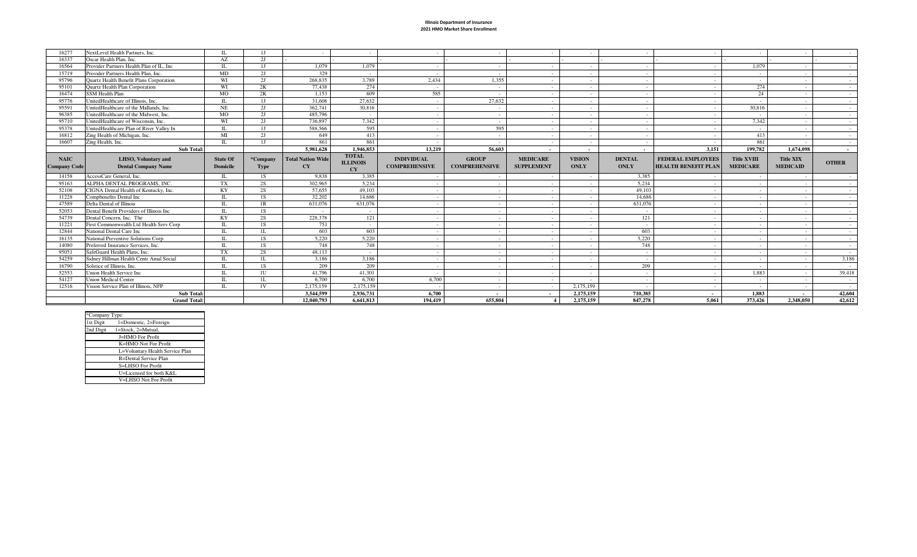# Illinois Department of Insurance
## 2021 HMO Market Share Enrollment

| | | | | | | | | | | | | | | |
|---|---|---|---|---|---|---|---|---|---|---|---|---|---|---|
| 16277 | NextLevel Health Partners, Inc. | IL | 1J | - | - | - | - | - | - | - | - | - | - | - |
| 16337 | Oscar Health Plan, Inc. | AZ | 2J | - | - | - | - | - | - | - | - | - | - | - |
| 16564 | Provider Partners Health Plan of IL, Inc | IL | 1J | 1,079 | 1,079 | - | - | - | - | - | - | 1,079 | - | - |
| 15719 | Provider Partners Health Plan, Inc. | MD | 2J | 329 | - | - | - | - | - | - | - | - | - | - |
| 95796 | Quartz Health Benefit Plans Corporation | WI | 2J | 268,835 | 3,789 | 2,434 | 1,355 | - | - | - | - | - | - | - |
| 95101 | Quartz Health Plan Corporation | WI | 2K | 77,438 | 274 | - | - | - | - | - | - | 274 | - | - |
| 16474 | SSM Health Plan | MO | 2K | 1,153 | 609 | 585 | - | - | - | - | - | 24 | - | - |
| 95776 | UnitedHealthcare of Illinois, Inc. | IL | 1J | 31,608 | 27,632 | - | 27,632 | - | - | - | - | - | - | - |
| 95591 | UnitedHealthcare of the Midlands, Inc. | NE | 2J | 362,741 | 30,816 | - | - | - | - | - | - | 30,816 | - | - |
| 96385 | UnitedHealthcare of the Midwest, Inc. | MO | 2J | 485,796 | - | - | - | - | - | - | - | - | - | - |
| 95710 | UnitedHealthcare of Wisconsin, Inc. | WI | 2J | 736,897 | 7,342 | - | - | - | - | - | - | 7,342 | - | - |
| 95378 | UnitedHealthcare Plan of River Valley In | IL | 1J | 588,566 | 595 | - | 595 | - | - | - | - | - | - | - |
| 16812 | Zing Health of Michigan, Inc. | MI | 2J | 649 | 413 | - | - | - | - | - | - | 413 | - | - |
| 16607 | Zing Health, Inc. | IL | 1J | 861 | 861 | - | - | - | - | - | - | 861 | - | - |
| | **Sub Total:** | | | **5,981,628** | **1,946,853** | **13,219** | **56,603** | **-** | **-** | **-** | **3,151** | **199,782** | **1,674,098** | **-** |

| NAIC Company Code | LHSO, Voluntary and Dental Company Name | State Of Domicile | *Company Type | Total Nation Wide CY | TOTAL ILLINOIS CY | INDIVIDUAL COMPREHENSIVE | GROUP COMPREHENSIVE | MEDICARE SUPPLEMENT | VISION ONLY | DENTAL ONLY | FEDERAL EMPLOYEES HEALTH BENEFIT PLAN | Title XVIII MEDICARE | Title XIX MEDICAID | OTHER |
|---|---|---|---|---|---|---|---|---|---|---|---|---|---|---|
| 14158 | AccessCare General, Inc. | IL | 1S | 9,838 | 3,385 | - | - | - | - | 3,385 | - | - | - | - |
| 95163 | ALPHA DENTAL PROGRAMS, INC. | TX | 2S | 302,965 | 5,234 | - | - | - | - | 5,234 | - | - | - | - |
| 52108 | CIGNA Dental Health of Kentucky, Inc. | KY | 2S | 57,655 | 49,103 | - | - | - | - | 49,103 | - | - | - | - |
| 11228 | Compbenefits Dental Inc | IL | 1S | 32,202 | 14,686 | - | - | - | - | 14,686 | - | - | - | - |
| 47589 | Delta Dental of Illinois | IL | 1R | 631,076 | 631,076 | - | - | - | - | 631,076 | - | - | - | - |
| 52053 | Dental Benefit Providers of Illinois Inc | IL | 1S | - | - | - | - | - | - | - | - | - | - | - |
| 54739 | Dental Concern, Inc. The | KY | 2S | 228,378 | 121 | - | - | - | - | 121 | - | - | - | - |
| 11221 | First Commonwealth Ltd Health Serv Corp | IL | 1S | 751 | - | - | - | - | - | - | - | - | - | - |
| 12844 | National Dental Care Inc | IL | 1L | 603 | 603 | - | - | - | - | 603 | - | - | - | - |
| 16135 | National Preventive Solutions Corp. | IL | 1S | 5,220 | 5,220 | - | - | - | - | 5,220 | - | - | - | - |
| 14080 | Preferred Insurance Services, Inc. | IL | 1S | 748 | 748 | - | - | - | - | 748 | - | - | - | - |
| 95051 | SafeGuard Health Plans, Inc. | TX | 2S | 48,113 | - | - | - | - | - | - | - | - | - | - |
| 54259 | Sidney Hillman Health Centr Amal Social | IL | 1L | 3,186 | 3,186 | - | - | - | - | - | - | - | - | 3,186 |
| 16790 | Solstice of Illinois, Inc. | IL | 1S | 209 | 209 | - | - | - | - | 209 | - | - | - | - |
| 52553 | Union Health Service Inc | IL | 1U | 41,796 | 41,301 | - | - | - | - | - | - | 1,883 | - | 39,418 |
| 54127 | Union Medical Center | IL | 1L | 6,700 | 6,700 | 6,700 | - | - | - | - | - | - | - | - |
| 12516 | Vision Service Plan of Illinois, NFP | IL | 1V | 2,175,159 | 2,175,159 | - | - | - | 2,175,159 | - | - | - | - | - |
| | **Sub Total:** | | | **3,544,599** | **2,936,731** | **6,700** | **-** | **-** | **2,175,159** | **710,385** | **-** | **1,883** | **-** | **42,604** |
| | **Grand Total:** | | | **12,040,793** | **6,641,813** | **194,419** | **655,804** | **4** | **2,175,159** | **847,278** | **5,061** | **373,426** | **2,348,050** | **42,612** |

| *Company Type: | |
|---|---|
| 1st Digit | 1=Domestic, 2=Foreign |
| 2nd Digit | 1=Stock, 2=Mutual, |
| | J=HMO For Profit |
| | K=HMO Not For Profit |
| | L=Voluntary Health Service Plan |
| | R=Dental Service Plan |
| | S=LHSO For Profit |
| | U=Licensed for both K&L |
| | V=LHSO Not For Profit |